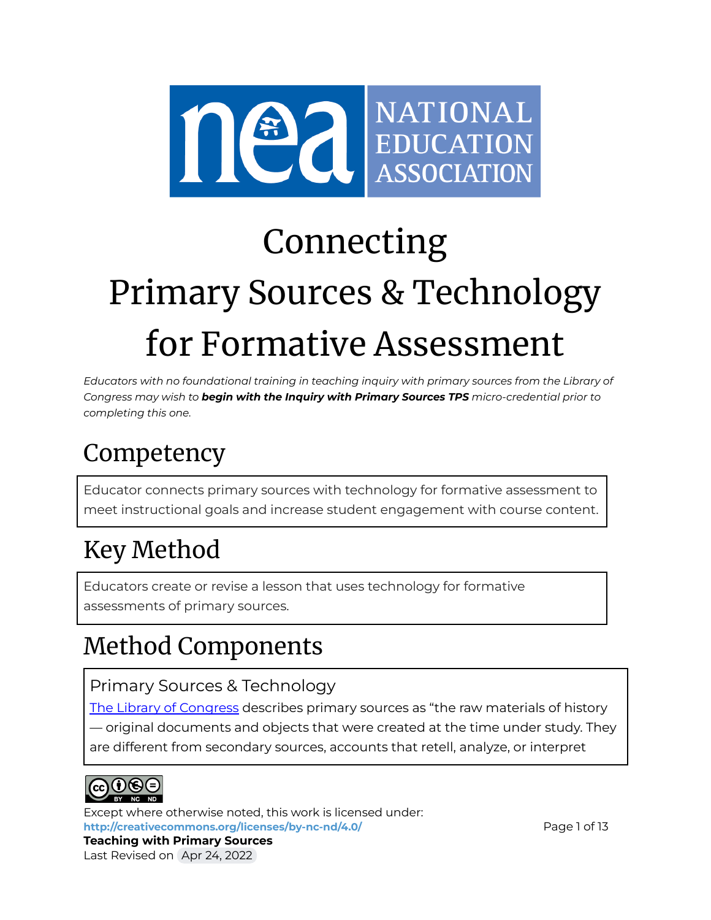# Connecting Primary Sources & Technology for Formative Assessment

*Educators with no foundational training in teaching inquiry with primary sources from the Library of Congress may wish to* ***begin with the Inquiry with Primary Sources TPS*** *micro-credential prior to completing this one.*

## Competency

Educator connects primary sources with technology for formative assessment to meet instructional goals and increase student engagement with course content.

## Key Method

Educators create or revise a lesson that uses technology for formative assessments of primary sources.

## Method Components

### Primary Sources & Technology

[The Library of Congress](https://www.loc.gov) describes primary sources as "the raw materials of history — original documents and objects that were created at the time under study. They are different from secondary sources, accounts that retell, analyze, or interpret

Except where otherwise noted, this work is licensed under:
**http://creativecommons.org/licenses/by-nc-nd/4.0/**
**Teaching with Primary Sources**
Last Revised on Apr 24, 2022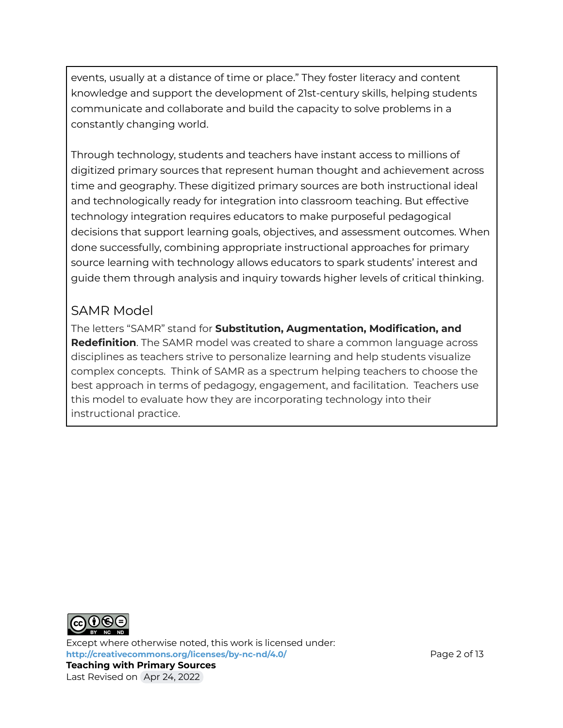events, usually at a distance of time or place." They foster literacy and content knowledge and support the development of 21st-century skills, helping students communicate and collaborate and build the capacity to solve problems in a constantly changing world.

Through technology, students and teachers have instant access to millions of digitized primary sources that represent human thought and achievement across time and geography. These digitized primary sources are both instructional ideal and technologically ready for integration into classroom teaching. But effective technology integration requires educators to make purposeful pedagogical decisions that support learning goals, objectives, and assessment outcomes. When done successfully, combining appropriate instructional approaches for primary source learning with technology allows educators to spark students' interest and guide them through analysis and inquiry towards higher levels of critical thinking.

## SAMR Model

The letters "SAMR" stand for **Substitution, Augmentation, Modification, and Redefinition**. The SAMR model was created to share a common language across disciplines as teachers strive to personalize learning and help students visualize complex concepts. Think of SAMR as a spectrum helping teachers to choose the best approach in terms of pedagogy, engagement, and facilitation. Teachers use this model to evaluate how they are incorporating technology into their instructional practice.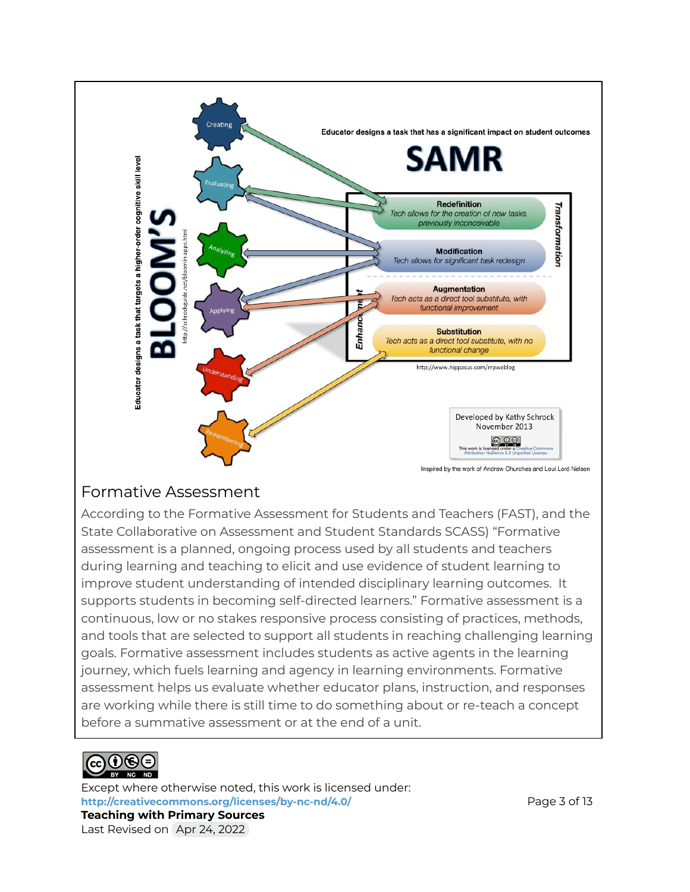Educator designs a task that targets a higher-order cognitive skill level

**BLOOM'S**

http://schrockguide.net/bloomin-apps.html

- Creating
- Evaluating
- Analyzing
- Applying
- Understanding
- Remembering

Educator designs a task that has a significant impact on student outcomes

**SAMR**

*Transformation*

- **Redefinition** – *Tech allows for the creation of new tasks, previously inconceivable*
- **Modification** – *Tech allows for significant task redesign*

*Enhancement*

- **Augmentation** – *Tech acts as a direct tool substitute, with functional improvement*
- **Substitution** – *Tech acts as a direct tool substitute, with no functional change*

http://www.hippasus.com/rrpweblog

Developed by Kathy Schrock November 2013

This work is licensed under a Creative Commons Attribution-NoDerivs 3.0 Unported License.

Inspired by the work of Andrew Churches and Loui Lord Nelson

## Formative Assessment

According to the Formative Assessment for Students and Teachers (FAST), and the State Collaborative on Assessment and Student Standards SCASS) "Formative assessment is a planned, ongoing process used by all students and teachers during learning and teaching to elicit and use evidence of student learning to improve student understanding of intended disciplinary learning outcomes. It supports students in becoming self-directed learners." Formative assessment is a continuous, low or no stakes responsive process consisting of practices, methods, and tools that are selected to support all students in reaching challenging learning goals. Formative assessment includes students as active agents in the learning journey, which fuels learning and agency in learning environments. Formative assessment helps us evaluate whether educator plans, instruction, and responses are working while there is still time to do something about or re-teach a concept before a summative assessment or at the end of a unit.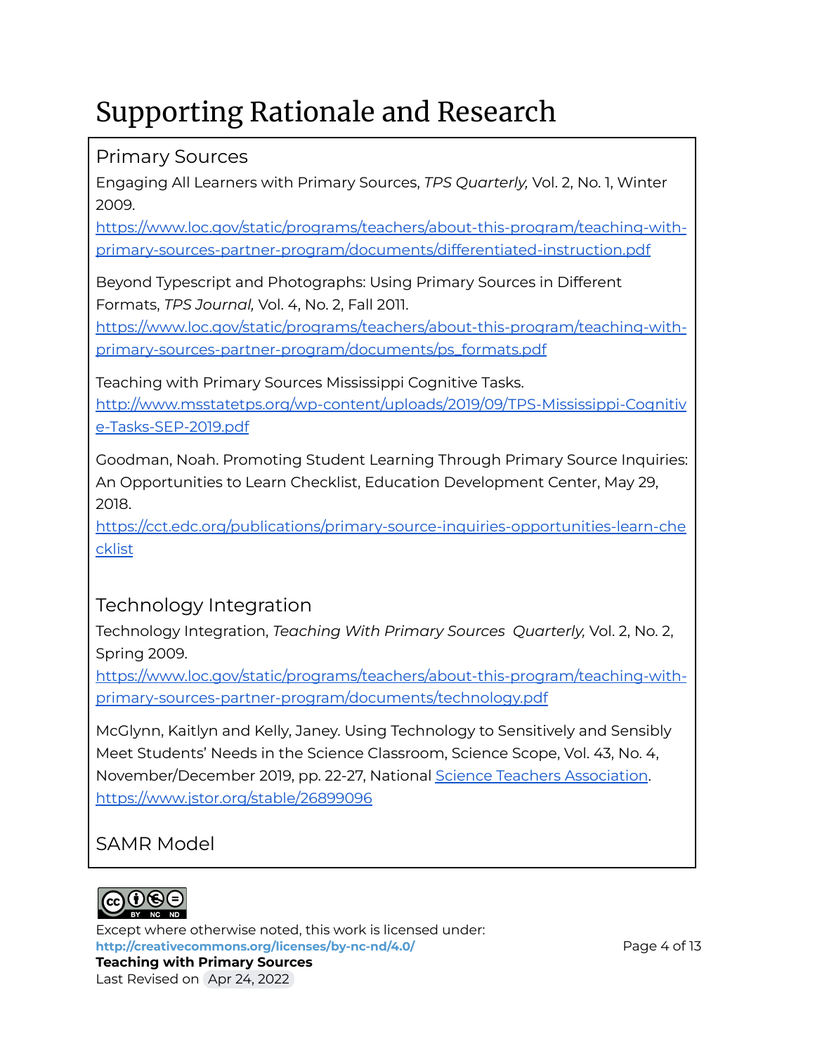# Supporting Rationale and Research

## Primary Sources

Engaging All Learners with Primary Sources, *TPS Quarterly,* Vol. 2, No. 1, Winter 2009.
[https://www.loc.gov/static/programs/teachers/about-this-program/teaching-with-primary-sources-partner-program/documents/differentiated-instruction.pdf](https://www.loc.gov/static/programs/teachers/about-this-program/teaching-with-primary-sources-partner-program/documents/differentiated-instruction.pdf)

Beyond Typescript and Photographs: Using Primary Sources in Different Formats, *TPS Journal,* Vol. 4, No. 2, Fall 2011.
[https://www.loc.gov/static/programs/teachers/about-this-program/teaching-with-primary-sources-partner-program/documents/ps_formats.pdf](https://www.loc.gov/static/programs/teachers/about-this-program/teaching-with-primary-sources-partner-program/documents/ps_formats.pdf)

Teaching with Primary Sources Mississippi Cognitive Tasks.
[http://www.msstatetps.org/wp-content/uploads/2019/09/TPS-Mississippi-Cognitive-Tasks-SEP-2019.pdf](http://www.msstatetps.org/wp-content/uploads/2019/09/TPS-Mississippi-Cognitive-Tasks-SEP-2019.pdf)

Goodman, Noah. Promoting Student Learning Through Primary Source Inquiries: An Opportunities to Learn Checklist, Education Development Center, May 29, 2018.
[https://cct.edc.org/publications/primary-source-inquiries-opportunities-learn-checklist](https://cct.edc.org/publications/primary-source-inquiries-opportunities-learn-checklist)

## Technology Integration

Technology Integration, *Teaching With Primary Sources Quarterly,* Vol. 2, No. 2, Spring 2009.
[https://www.loc.gov/static/programs/teachers/about-this-program/teaching-with-primary-sources-partner-program/documents/technology.pdf](https://www.loc.gov/static/programs/teachers/about-this-program/teaching-with-primary-sources-partner-program/documents/technology.pdf)

McGlynn, Kaitlyn and Kelly, Janey. Using Technology to Sensitively and Sensibly Meet Students' Needs in the Science Classroom, Science Scope, Vol. 43, No. 4, November/December 2019, pp. 22-27, National Science Teachers Association.
[https://www.jstor.org/stable/26899096](https://www.jstor.org/stable/26899096)

## SAMR Model

Except where otherwise noted, this work is licensed under:
**http://creativecommons.org/licenses/by-nc-nd/4.0/**
**Teaching with Primary Sources**
Last Revised on Apr 24, 2022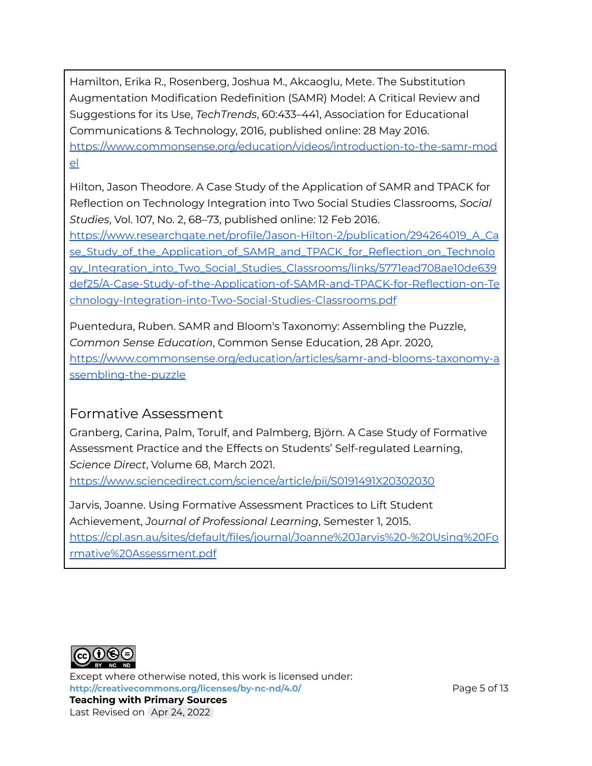Hamilton, Erika R., Rosenberg, Joshua M., Akcaoglu, Mete. The Substitution Augmentation Modification Redefinition (SAMR) Model: A Critical Review and Suggestions for its Use, *TechTrends*, 60:433–441, Association for Educational Communications & Technology, 2016, published online: 28 May 2016. https://www.commonsense.org/education/videos/introduction-to-the-samr-model

Hilton, Jason Theodore. A Case Study of the Application of SAMR and TPACK for Reflection on Technology Integration into Two Social Studies Classrooms, *Social Studies*, Vol. 107, No. 2, 68–73, published online: 12 Feb 2016. https://www.researchgate.net/profile/Jason-Hilton-2/publication/294264019_A_Case_Study_of_the_Application_of_SAMR_and_TPACK_for_Reflection_on_Technology_Integration_into_Two_Social_Studies_Classrooms/links/5771ead708ae10de639def25/A-Case-Study-of-the-Application-of-SAMR-and-TPACK-for-Reflection-on-Technology-Integration-into-Two-Social-Studies-Classrooms.pdf

Puentedura, Ruben. SAMR and Bloom's Taxonomy: Assembling the Puzzle, *Common Sense Education*, Common Sense Education, 28 Apr. 2020, https://www.commonsense.org/education/articles/samr-and-blooms-taxonomy-assembling-the-puzzle

## Formative Assessment

Granberg, Carina, Palm, Torulf, and Palmberg, Björn. A Case Study of Formative Assessment Practice and the Effects on Students' Self-regulated Learning, *Science Direct*, Volume 68, March 2021. https://www.sciencedirect.com/science/article/pii/S0191491X20302030

Jarvis, Joanne. Using Formative Assessment Practices to Lift Student Achievement, *Journal of Professional Learning*, Semester 1, 2015. https://cpl.asn.au/sites/default/files/journal/Joanne%20Jarvis%20-%20Using%20Formative%20Assessment.pdf

Except where otherwise noted, this work is licensed under:
**http://creativecommons.org/licenses/by-nc-nd/4.0/**
**Teaching with Primary Sources**
Last Revised on Apr 24, 2022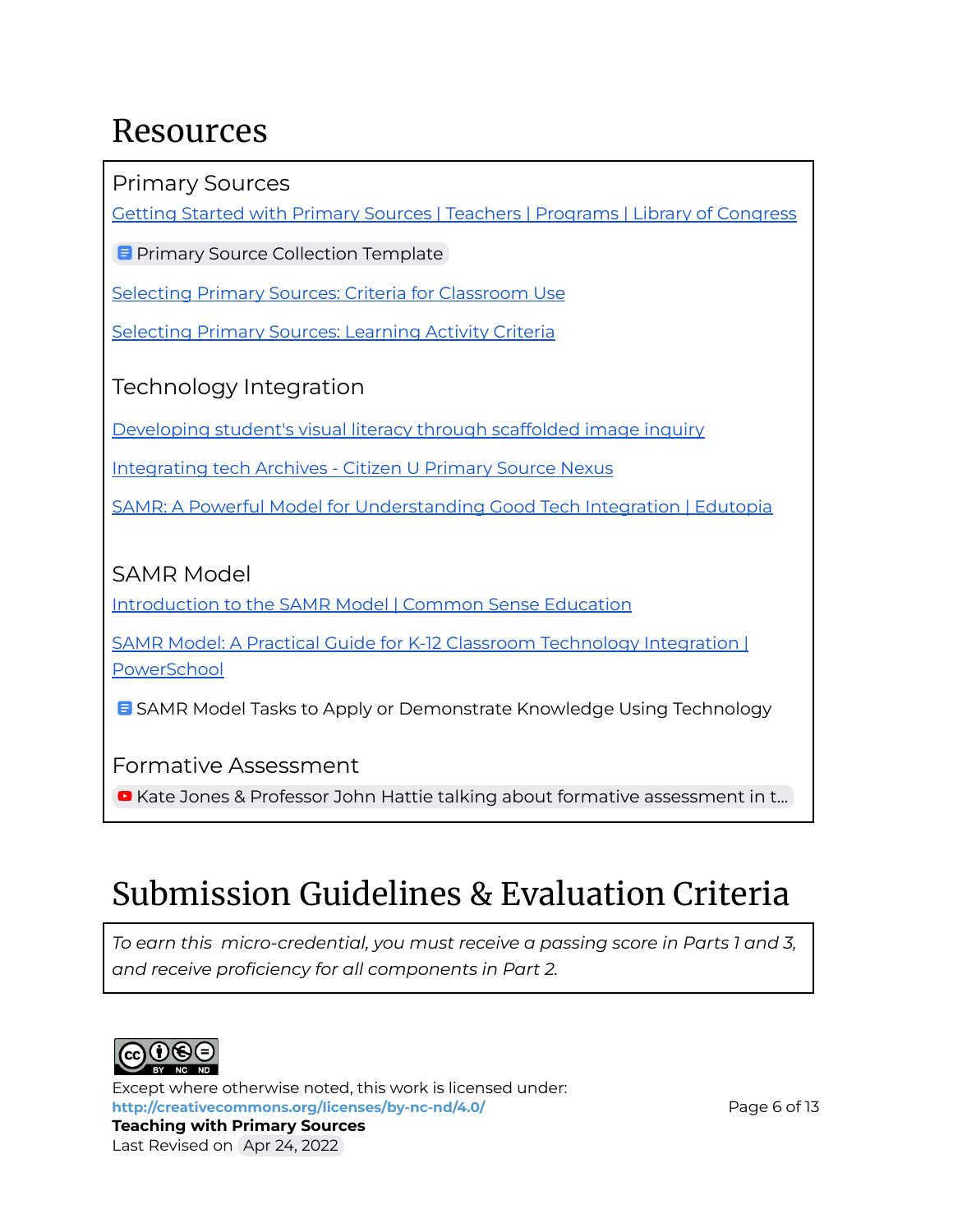# Resources

### Primary Sources

Getting Started with Primary Sources | Teachers | Programs | Library of Congress

Primary Source Collection Template

Selecting Primary Sources: Criteria for Classroom Use

Selecting Primary Sources: Learning Activity Criteria

### Technology Integration

Developing student's visual literacy through scaffolded image inquiry

Integrating tech Archives - Citizen U Primary Source Nexus

SAMR: A Powerful Model for Understanding Good Tech Integration | Edutopia

### SAMR Model

Introduction to the SAMR Model | Common Sense Education

SAMR Model: A Practical Guide for K-12 Classroom Technology Integration | PowerSchool

SAMR Model Tasks to Apply or Demonstrate Knowledge Using Technology

### Formative Assessment

Kate Jones & Professor John Hattie talking about formative assessment in t...

# Submission Guidelines & Evaluation Criteria

*To earn this micro-credential, you must receive a passing score in Parts 1 and 3, and receive proficiency for all components in Part 2.*

Except where otherwise noted, this work is licensed under:
**http://creativecommons.org/licenses/by-nc-nd/4.0/**
**Teaching with Primary Sources**
Last Revised on Apr 24, 2022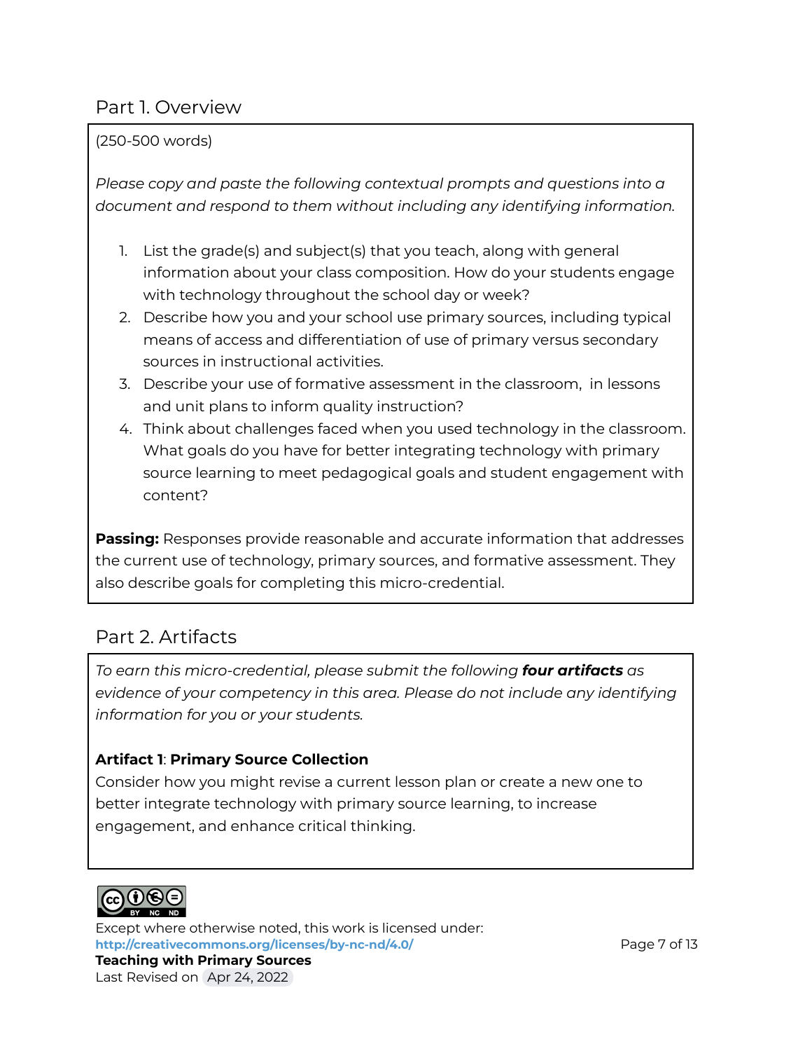## Part 1. Overview

(250-500 words)

*Please copy and paste the following contextual prompts and questions into a document and respond to them without including any identifying information.*

1. List the grade(s) and subject(s) that you teach, along with general information about your class composition. How do your students engage with technology throughout the school day or week?
2. Describe how you and your school use primary sources, including typical means of access and differentiation of use of primary versus secondary sources in instructional activities.
3. Describe your use of formative assessment in the classroom, in lessons and unit plans to inform quality instruction?
4. Think about challenges faced when you used technology in the classroom. What goals do you have for better integrating technology with primary source learning to meet pedagogical goals and student engagement with content?

**Passing:** Responses provide reasonable and accurate information that addresses the current use of technology, primary sources, and formative assessment. They also describe goals for completing this micro-credential.

## Part 2. Artifacts

*To earn this micro-credential, please submit the following* ***four artifacts*** *as evidence of your competency in this area. Please do not include any identifying information for you or your students.*

**Artifact 1**: **Primary Source Collection**

Consider how you might revise a current lesson plan or create a new one to better integrate technology with primary source learning, to increase engagement, and enhance critical thinking.

Except where otherwise noted, this work is licensed under:
**http://creativecommons.org/licenses/by-nc-nd/4.0/**
**Teaching with Primary Sources**
Last Revised on Apr 24, 2022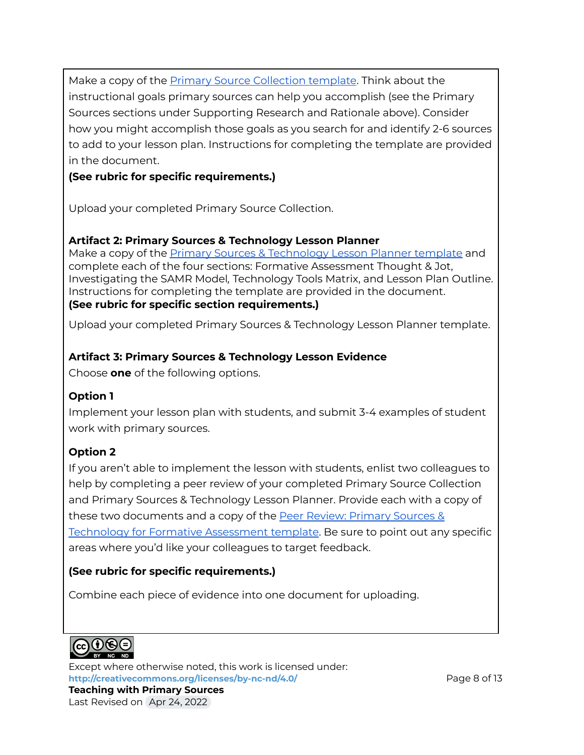Make a copy of the [Primary Source Collection template](). Think about the instructional goals primary sources can help you accomplish (see the Primary Sources sections under Supporting Research and Rationale above). Consider how you might accomplish those goals as you search for and identify 2-6 sources to add to your lesson plan. Instructions for completing the template are provided in the document.

**(See rubric for specific requirements.)**

Upload your completed Primary Source Collection.

**Artifact 2: Primary Sources & Technology Lesson Planner**

Make a copy of the [Primary Sources & Technology Lesson Planner template]() and complete each of the four sections: Formative Assessment Thought & Jot, Investigating the SAMR Model, Technology Tools Matrix, and Lesson Plan Outline. Instructions for completing the template are provided in the document.

**(See rubric for specific section requirements.)**

Upload your completed Primary Sources & Technology Lesson Planner template.

**Artifact 3: Primary Sources & Technology Lesson Evidence**

Choose **one** of the following options.

**Option 1**

Implement your lesson plan with students, and submit 3-4 examples of student work with primary sources.

**Option 2**

If you aren't able to implement the lesson with students, enlist two colleagues to help by completing a peer review of your completed Primary Source Collection and Primary Sources & Technology Lesson Planner. Provide each with a copy of these two documents and a copy of the [Peer Review: Primary Sources & Technology for Formative Assessment template](). Be sure to point out any specific areas where you'd like your colleagues to target feedback.

**(See rubric for specific requirements.)**

Combine each piece of evidence into one document for uploading.

Except where otherwise noted, this work is licensed under:
**http://creativecommons.org/licenses/by-nc-nd/4.0/**
**Teaching with Primary Sources**
Last Revised on Apr 24, 2022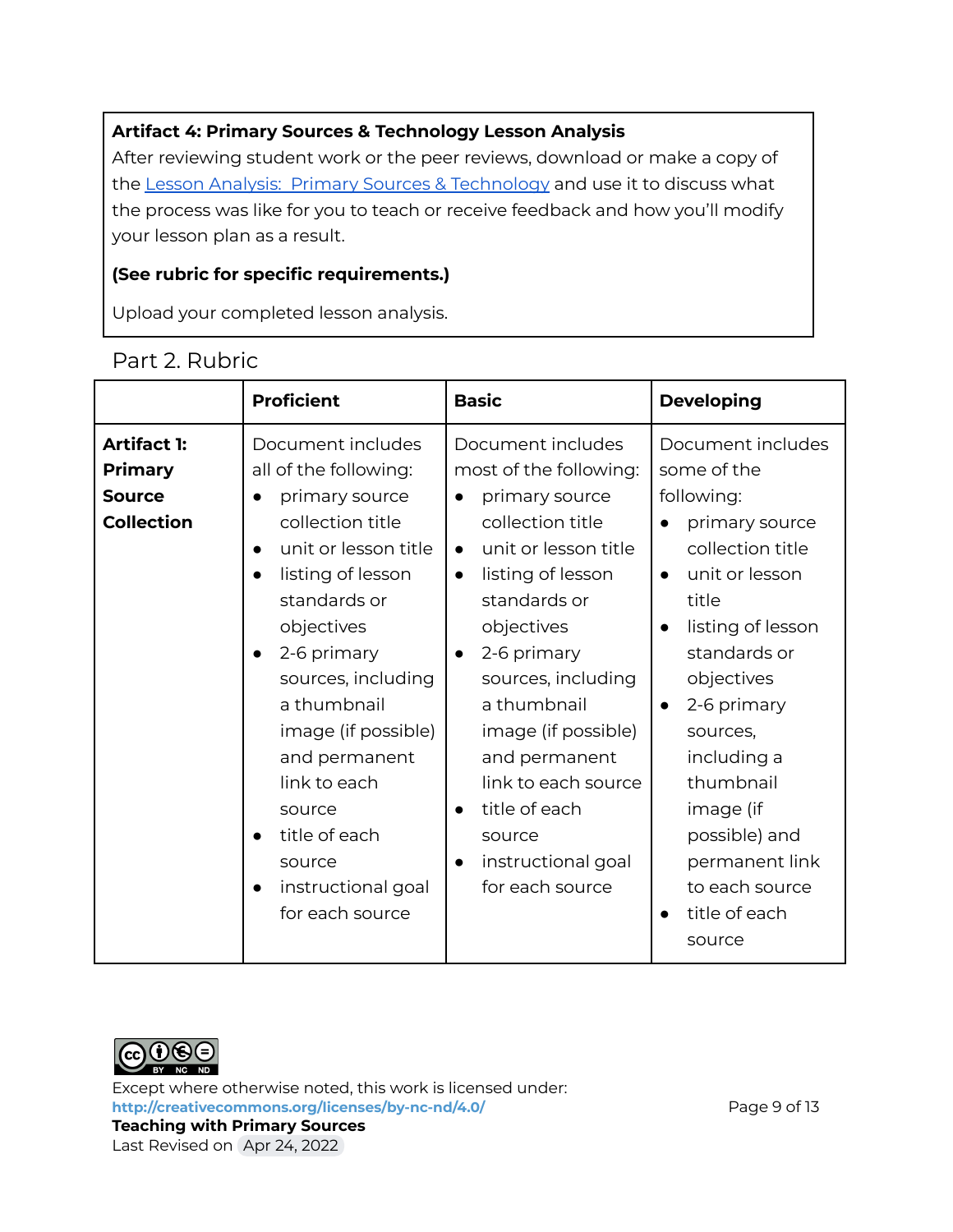**Artifact 4: Primary Sources & Technology Lesson Analysis**

After reviewing student work or the peer reviews, download or make a copy of the Lesson Analysis: Primary Sources & Technology and use it to discuss what the process was like for you to teach or receive feedback and how you'll modify your lesson plan as a result.

**(See rubric for specific requirements.)**

Upload your completed lesson analysis.

## Part 2. Rubric

| | **Proficient** | **Basic** | **Developing** |
|---|---|---|---|
| **Artifact 1: Primary Source Collection** | Document includes all of the following:<br>• primary source collection title<br>• unit or lesson title<br>• listing of lesson standards or objectives<br>• 2-6 primary sources, including a thumbnail image (if possible) and permanent link to each source<br>• title of each source<br>• instructional goal for each source | Document includes most of the following:<br>• primary source collection title<br>• unit or lesson title<br>• listing of lesson standards or objectives<br>• 2-6 primary sources, including a thumbnail image (if possible) and permanent link to each source<br>• title of each source<br>• instructional goal for each source | Document includes some of the following:<br>• primary source collection title<br>• unit or lesson title<br>• listing of lesson standards or objectives<br>• 2-6 primary sources, including a thumbnail image (if possible) and permanent link to each source<br>• title of each source |

Except where otherwise noted, this work is licensed under:
**http://creativecommons.org/licenses/by-nc-nd/4.0/**
**Teaching with Primary Sources**
Last Revised on Apr 24, 2022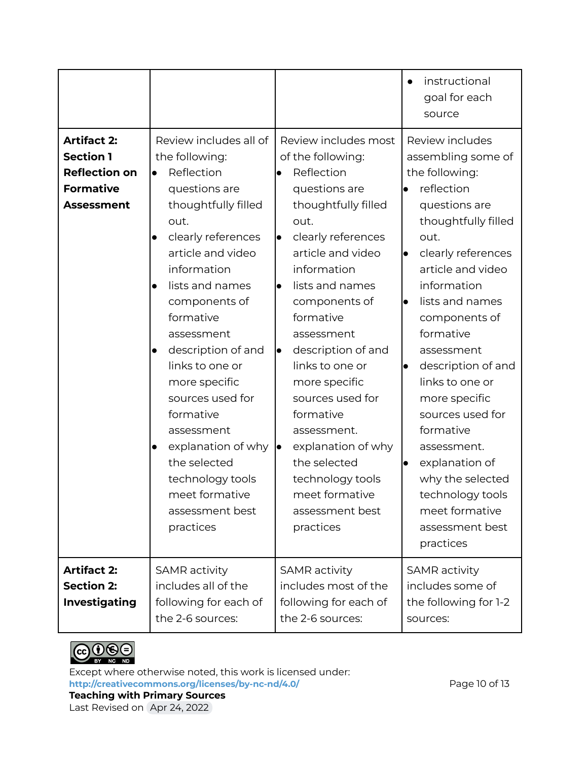| | | | |
|---|---|---|---|
| | | | • instructional goal for each source |
| **Artifact 2: Section 1 Reflection on Formative Assessment** | Review includes all of the following:<br>• Reflection questions are thoughtfully filled out.<br>• clearly references article and video information<br>• lists and names components of formative assessment<br>• description of and links to one or more specific sources used for formative assessment<br>• explanation of why the selected technology tools meet formative assessment best practices | Review includes most of the following:<br>• Reflection questions are thoughtfully filled out.<br>• clearly references article and video information<br>• lists and names components of formative assessment<br>• description of and links to one or more specific sources used for formative assessment.<br>• explanation of why the selected technology tools meet formative assessment best practices | Review includes assembling some of the following:<br>• reflection questions are thoughtfully filled out.<br>• clearly references article and video information<br>• lists and names components of formative assessment<br>• description of and links to one or more specific sources used for formative assessment.<br>• explanation of why the selected technology tools meet formative assessment best practices |
| **Artifact 2: Section 2: Investigating** | SAMR activity includes all of the following for each of the 2-6 sources: | SAMR activity includes most of the following for each of the 2-6 sources: | SAMR activity includes some of the following for 1-2 sources: |

Except where otherwise noted, this work is licensed under:
http://creativecommons.org/licenses/by-nc-nd/4.0/
**Teaching with Primary Sources**
Last Revised on Apr 24, 2022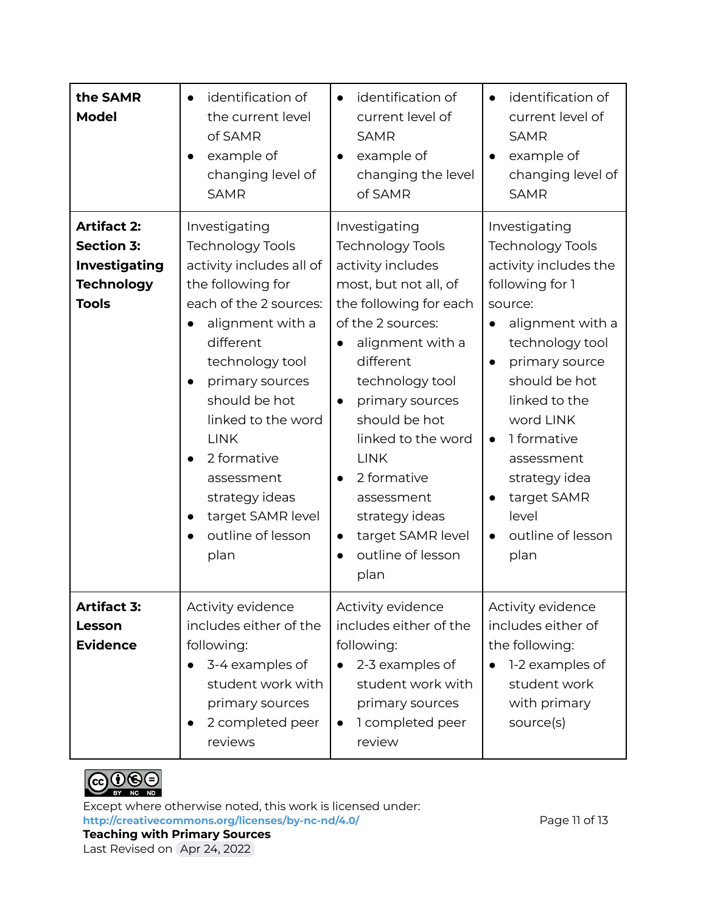| **the SAMR Model** | • identification of the current level of SAMR<br>• example of changing level of SAMR | • identification of current level of SAMR<br>• example of changing the level of SAMR | • identification of current level of SAMR<br>• example of changing level of SAMR |
|---|---|---|---|
| **Artifact 2: Section 3: Investigating Technology Tools** | Investigating Technology Tools activity includes all of the following for each of the 2 sources:<br>• alignment with a different technology tool<br>• primary sources should be hot linked to the word LINK<br>• 2 formative assessment strategy ideas<br>• target SAMR level<br>• outline of lesson plan | Investigating Technology Tools activity includes most, but not all, of the following for each of the 2 sources:<br>• alignment with a different technology tool<br>• primary sources should be hot linked to the word LINK<br>• 2 formative assessment strategy ideas<br>• target SAMR level<br>• outline of lesson plan | Investigating Technology Tools activity includes the following for 1 source:<br>• alignment with a technology tool<br>• primary source should be hot linked to the word LINK<br>• 1 formative assessment strategy idea<br>• target SAMR level<br>• outline of lesson plan |
| **Artifact 3: Lesson Evidence** | Activity evidence includes either of the following:<br>• 3-4 examples of student work with primary sources<br>• 2 completed peer reviews | Activity evidence includes either of the following:<br>• 2-3 examples of student work with primary sources<br>• 1 completed peer review | Activity evidence includes either of the following:<br>• 1-2 examples of student work with primary source(s) |

Except where otherwise noted, this work is licensed under:
**http://creativecommons.org/licenses/by-nc-nd/4.0/**
**Teaching with Primary Sources**
Last Revised on Apr 24, 2022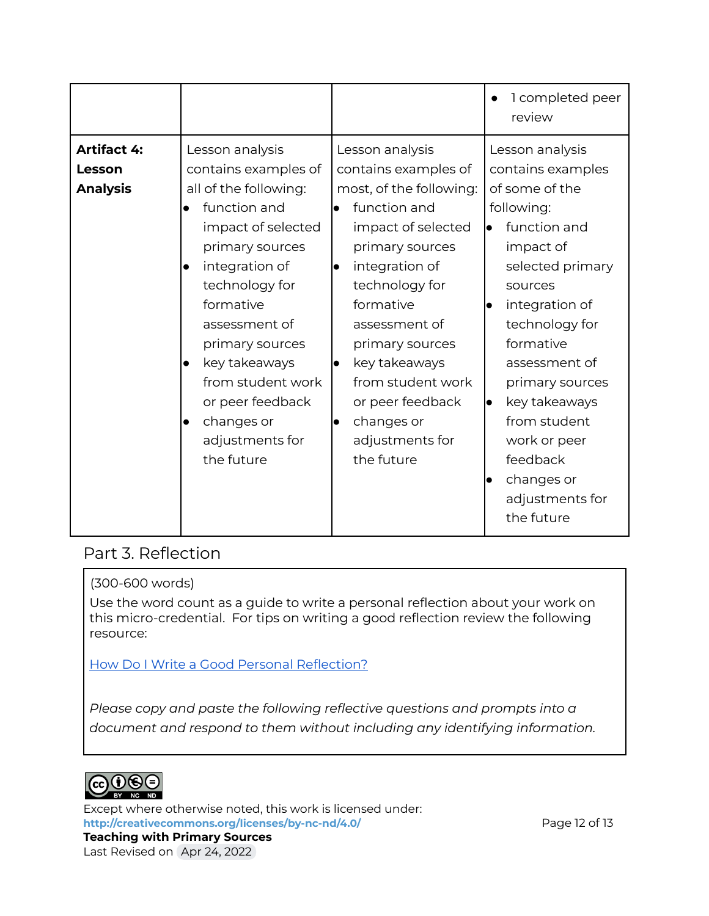| | | | |
|---|---|---|---|
| | | | • 1 completed peer review |
| **Artifact 4: Lesson Analysis** | Lesson analysis contains examples of all of the following:<br>• function and impact of selected primary sources<br>• integration of technology for formative assessment of primary sources<br>• key takeaways from student work or peer feedback<br>• changes or adjustments for the future | Lesson analysis contains examples of most, of the following:<br>• function and impact of selected primary sources<br>• integration of technology for formative assessment of primary sources<br>• key takeaways from student work or peer feedback<br>• changes or adjustments for the future | Lesson analysis contains examples of some of the following:<br>• function and impact of selected primary sources<br>• integration of technology for formative assessment of primary sources<br>• key takeaways from student work or peer feedback<br>• changes or adjustments for the future |

## Part 3. Reflection

(300-600 words)

Use the word count as a guide to write a personal reflection about your work on this micro-credential. For tips on writing a good reflection review the following resource:

How Do I Write a Good Personal Reflection?

*Please copy and paste the following reflective questions and prompts into a document and respond to them without including any identifying information.*

Except where otherwise noted, this work is licensed under:
**http://creativecommons.org/licenses/by-nc-nd/4.0/**
**Teaching with Primary Sources**
Last Revised on Apr 24, 2022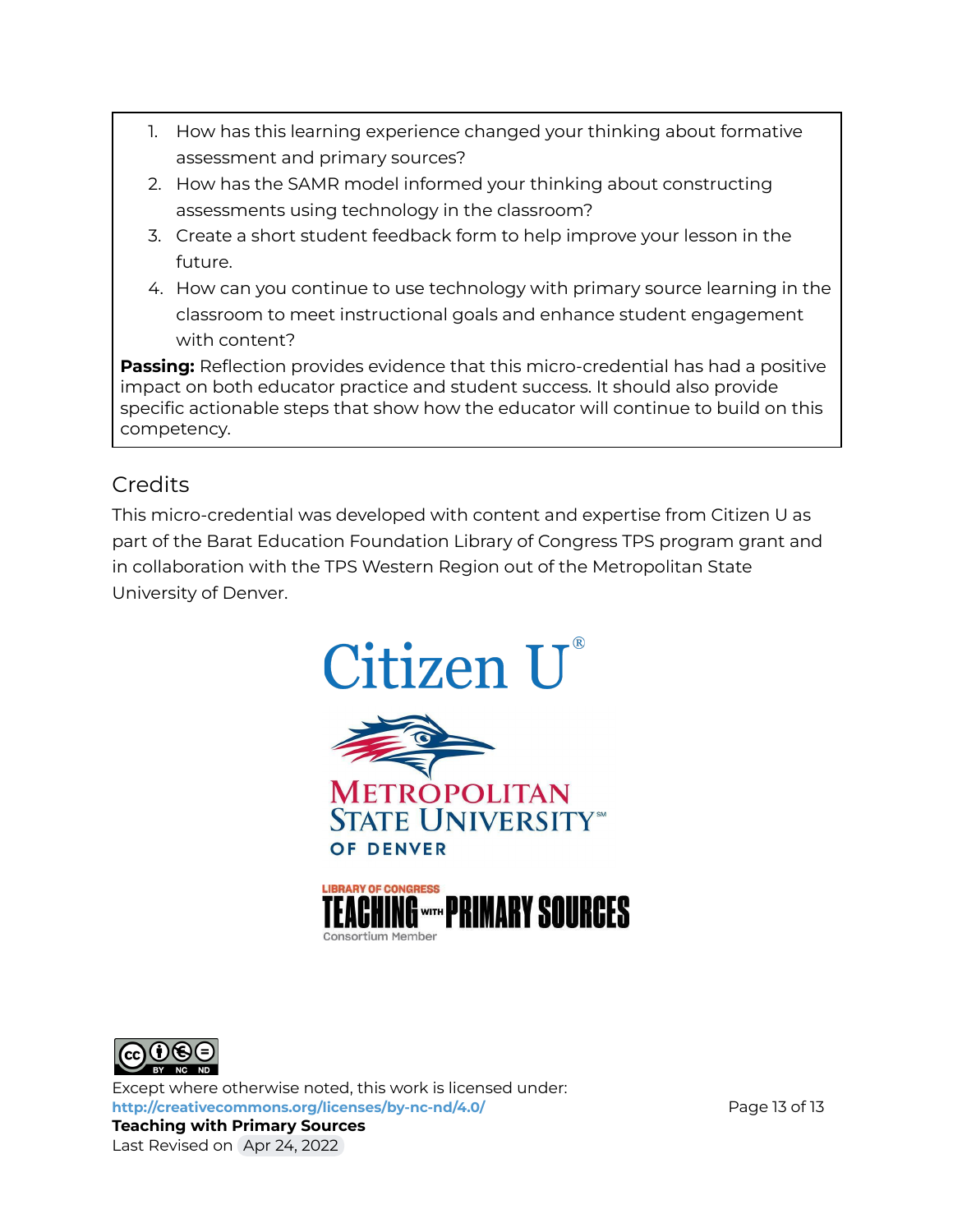1. How has this learning experience changed your thinking about formative assessment and primary sources?
2. How has the SAMR model informed your thinking about constructing assessments using technology in the classroom?
3. Create a short student feedback form to help improve your lesson in the future.
4. How can you continue to use technology with primary source learning in the classroom to meet instructional goals and enhance student engagement with content?

**Passing:** Reflection provides evidence that this micro-credential has had a positive impact on both educator practice and student success. It should also provide specific actionable steps that show how the educator will continue to build on this competency.

## Credits

This micro-credential was developed with content and expertise from Citizen U as part of the Barat Education Foundation Library of Congress TPS program grant and in collaboration with the TPS Western Region out of the Metropolitan State University of Denver.

Citizen U®

METROPOLITAN STATE UNIVERSITY℠ OF DENVER

LIBRARY OF CONGRESS TEACHING WITH PRIMARY SOURCES Consortium Member

Except where otherwise noted, this work is licensed under:
http://creativecommons.org/licenses/by-nc-nd/4.0/
**Teaching with Primary Sources**
Last Revised on Apr 24, 2022